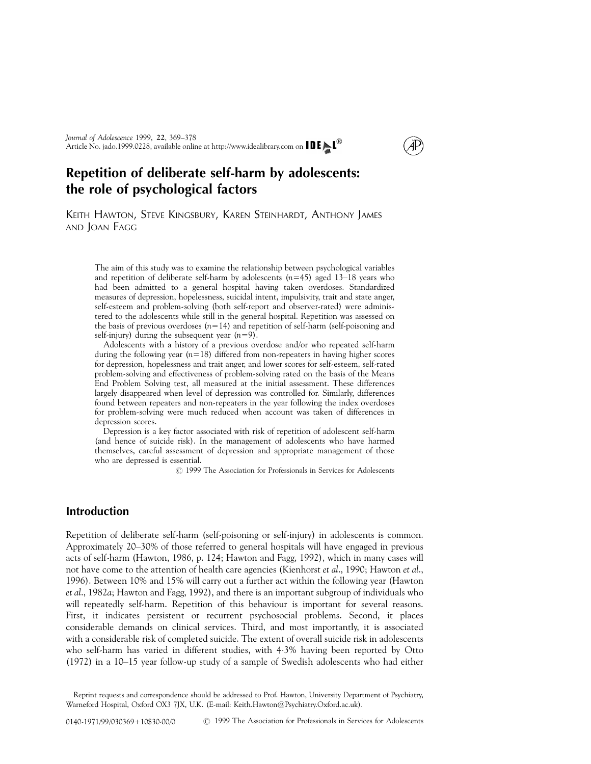# Repetition of deliberate self-harm by adolescents: the role of psychological factors

Keith Hawton, Steve Kingsbury, Karen Steinhardt, Anthony James and Joan Fagg

The aim of this study was to examine the relationship between psychological variables and repetition of deliberate self-harm by adolescents ($n=45$) aged 13–18 years who had been admitted to a general hospital having taken overdoses. Standardized measures of depression, hopelessness, suicidal intent, impulsivity, trait and state anger, self-esteem and problem-solving (both self-report and observer-rated) were administered to the adolescents while still in the general hospital. Repetition was assessed on the basis of previous overdoses ($n=14$) and repetition of self-harm (self-poisoning and self-injury) during the subsequent year ($n=9$).

Adolescents with a history of a previous overdose and/or who repeated self-harm during the following year ($n=18$) differed from non-repeaters in having higher scores for depression, hopelessness and trait anger, and lower scores for self-esteem, self-rated problem-solving and effectiveness of problem-solving rated on the basis of the Means End Problem Solving test, all measured at the initial assessment. These differences largely disappeared when level of depression was controlled for. Similarly, differences found between repeaters and non-repeaters in the year following the index overdoses for problem-solving were much reduced when account was taken of differences in depression scores.

Depression is a key factor associated with risk of repetition of adolescent self-harm (and hence of suicide risk). In the management of adolescents who have harmed themselves, careful assessment of depression and appropriate management of those who are depressed is essential.

© 1999 The Association for Professionals in Services for Adolescents

## Introduction

Repetition of deliberate self-harm (self-poisoning or self-injury) in adolescents is common. Approximately 20–30% of those referred to general hospitals will have engaged in previous acts of self-harm (Hawton, 1986, p. 124; Hawton and Fagg, 1992), which in many cases will not have come to the attention of health care agencies (Kienhorst *et al.*, 1990; Hawton *et al.*, 1996). Between 10% and 15% will carry out a further act within the following year (Hawton *et al.*, 1982*a*; Hawton and Fagg, 1992), and there is an important subgroup of individuals who will repeatedly self-harm. Repetition of this behaviour is important for several reasons. First, it indicates persistent or recurrent psychosocial problems. Second, it places considerable demands on clinical services. Third, and most importantly, it is associated with a considerable risk of completed suicide. The extent of overall suicide risk in adolescents who self-harm has varied in different studies, with 4·3% having been reported by Otto (1972) in a 10–15 year follow-up study of a sample of Swedish adolescents who had either

Reprint requests and correspondence should be addressed to Prof. Hawton, University Department of Psychiatry, Warneford Hospital, Oxford OX3 7JX, U.K. (E-mail: Keith.Hawton@Psychiatry.Oxford.ac.uk).

0140-1971/99/030369+10$30·00/0 © 1999 The Association for Professionals in Services for Adolescents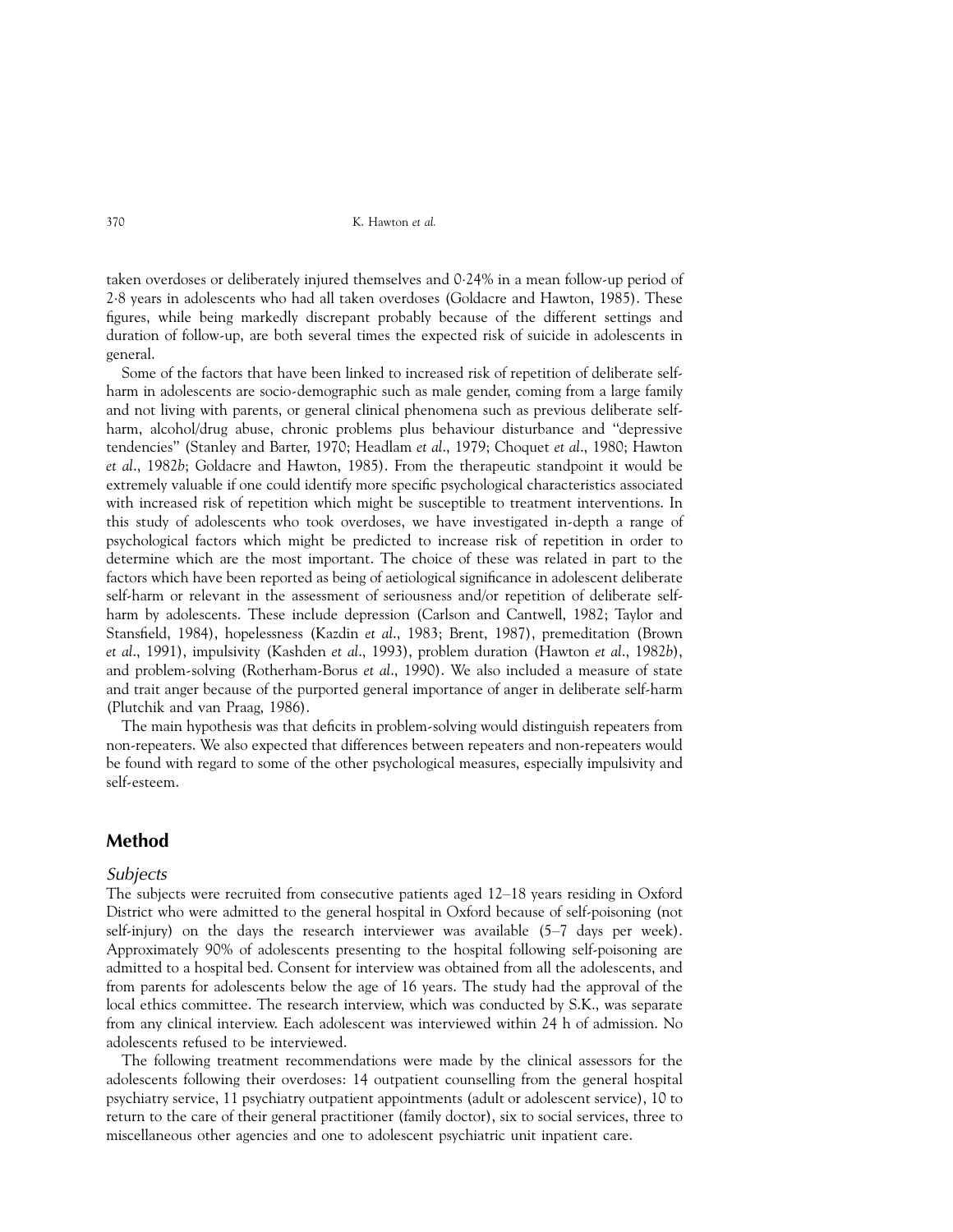taken overdoses or deliberately injured themselves and 0·24% in a mean follow-up period of 2·8 years in adolescents who had all taken overdoses (Goldacre and Hawton, 1985). These figures, while being markedly discrepant probably because of the different settings and duration of follow-up, are both several times the expected risk of suicide in adolescents in general.

Some of the factors that have been linked to increased risk of repetition of deliberate self-harm in adolescents are socio-demographic such as male gender, coming from a large family and not living with parents, or general clinical phenomena such as previous deliberate self-harm, alcohol/drug abuse, chronic problems plus behaviour disturbance and "depressive tendencies" (Stanley and Barter, 1970; Headlam *et al*., 1979; Choquet *et al*., 1980; Hawton *et al*., 1982*b*; Goldacre and Hawton, 1985). From the therapeutic standpoint it would be extremely valuable if one could identify more specific psychological characteristics associated with increased risk of repetition which might be susceptible to treatment interventions. In this study of adolescents who took overdoses, we have investigated in-depth a range of psychological factors which might be predicted to increase risk of repetition in order to determine which are the most important. The choice of these was related in part to the factors which have been reported as being of aetiological significance in adolescent deliberate self-harm or relevant in the assessment of seriousness and/or repetition of deliberate self-harm by adolescents. These include depression (Carlson and Cantwell, 1982; Taylor and Stansfield, 1984), hopelessness (Kazdin *et al*., 1983; Brent, 1987), premeditation (Brown *et al*., 1991), impulsivity (Kashden *et al*., 1993), problem duration (Hawton *et al*., 1982*b*), and problem-solving (Rotherham-Borus *et al*., 1990). We also included a measure of state and trait anger because of the purported general importance of anger in deliberate self-harm (Plutchik and van Praag, 1986).

The main hypothesis was that deficits in problem-solving would distinguish repeaters from non-repeaters. We also expected that differences between repeaters and non-repeaters would be found with regard to some of the other psychological measures, especially impulsivity and self-esteem.

## Method

### *Subjects*

The subjects were recruited from consecutive patients aged 12–18 years residing in Oxford District who were admitted to the general hospital in Oxford because of self-poisoning (not self-injury) on the days the research interviewer was available (5–7 days per week). Approximately 90% of adolescents presenting to the hospital following self-poisoning are admitted to a hospital bed. Consent for interview was obtained from all the adolescents, and from parents for adolescents below the age of 16 years. The study had the approval of the local ethics committee. The research interview, which was conducted by S.K., was separate from any clinical interview. Each adolescent was interviewed within 24 h of admission. No adolescents refused to be interviewed.

The following treatment recommendations were made by the clinical assessors for the adolescents following their overdoses: 14 outpatient counselling from the general hospital psychiatry service, 11 psychiatry outpatient appointments (adult or adolescent service), 10 to return to the care of their general practitioner (family doctor), six to social services, three to miscellaneous other agencies and one to adolescent psychiatric unit inpatient care.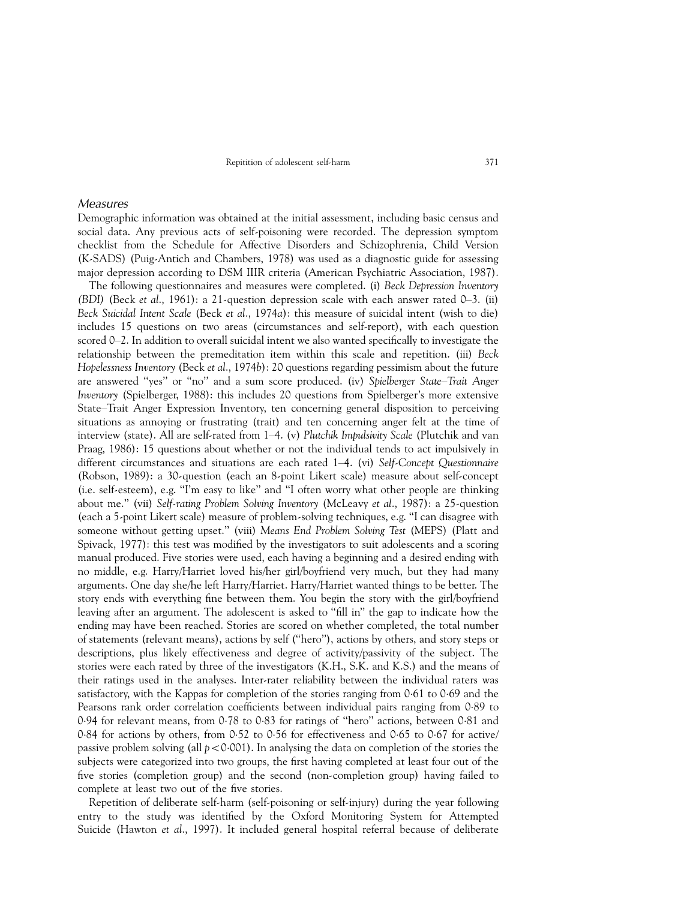### *Measures*

Demographic information was obtained at the initial assessment, including basic census and social data. Any previous acts of self-poisoning were recorded. The depression symptom checklist from the Schedule for Affective Disorders and Schizophrenia, Child Version (K-SADS) (Puig-Antich and Chambers, 1978) was used as a diagnostic guide for assessing major depression according to DSM IIIR criteria (American Psychiatric Association, 1987).

The following questionnaires and measures were completed. (i) *Beck Depression Inventory (BDI)* (Beck *et al*., 1961): a 21-question depression scale with each answer rated 0–3. (ii) *Beck Suicidal Intent Scale* (Beck *et al*., 1974*a*): this measure of suicidal intent (wish to die) includes 15 questions on two areas (circumstances and self-report), with each question scored 0–2. In addition to overall suicidal intent we also wanted specifically to investigate the relationship between the premeditation item within this scale and repetition. (iii) *Beck Hopelessness Inventory* (Beck *et al*., 1974*b*): 20 questions regarding pessimism about the future are answered "yes" or "no" and a sum score produced. (iv) *Spielberger State–Trait Anger Inventory* (Spielberger, 1988): this includes 20 questions from Spielberger's more extensive State–Trait Anger Expression Inventory, ten concerning general disposition to perceiving situations as annoying or frustrating (trait) and ten concerning anger felt at the time of interview (state). All are self-rated from 1–4. (v) *Plutchik Impulsivity Scale* (Plutchik and van Praag, 1986): 15 questions about whether or not the individual tends to act impulsively in different circumstances and situations are each rated 1–4. (vi) *Self-Concept Questionnaire* (Robson, 1989): a 30-question (each an 8-point Likert scale) measure about self-concept (i.e. self-esteem), e.g. "I'm easy to like" and "I often worry what other people are thinking about me." (vii) *Self-rating Problem Solving Inventory* (McLeavy *et al*., 1987): a 25-question (each a 5-point Likert scale) measure of problem-solving techniques, e.g. "I can disagree with someone without getting upset." (viii) *Means End Problem Solving Test* (MEPS) (Platt and Spivack, 1977): this test was modified by the investigators to suit adolescents and a scoring manual produced. Five stories were used, each having a beginning and a desired ending with no middle, e.g. Harry/Harriet loved his/her girl/boyfriend very much, but they had many arguments. One day she/he left Harry/Harriet. Harry/Harriet wanted things to be better. The story ends with everything fine between them. You begin the story with the girl/boyfriend leaving after an argument. The adolescent is asked to "fill in" the gap to indicate how the ending may have been reached. Stories are scored on whether completed, the total number of statements (relevant means), actions by self ("hero"), actions by others, and story steps or descriptions, plus likely effectiveness and degree of activity/passivity of the subject. The stories were each rated by three of the investigators (K.H., S.K. and K.S.) and the means of their ratings used in the analyses. Inter-rater reliability between the individual raters was satisfactory, with the Kappas for completion of the stories ranging from 0·61 to 0·69 and the Pearsons rank order correlation coefficients between individual pairs ranging from 0·89 to 0·94 for relevant means, from 0·78 to 0·83 for ratings of "hero" actions, between 0·81 and 0·84 for actions by others, from 0·52 to 0·56 for effectiveness and 0·65 to 0·67 for active/passive problem solving (all $p < 0{\cdot}001$). In analysing the data on completion of the stories the subjects were categorized into two groups, the first having completed at least four out of the five stories (completion group) and the second (non-completion group) having failed to complete at least two out of the five stories.

Repetition of deliberate self-harm (self-poisoning or self-injury) during the year following entry to the study was identified by the Oxford Monitoring System for Attempted Suicide (Hawton *et al*., 1997). It included general hospital referral because of deliberate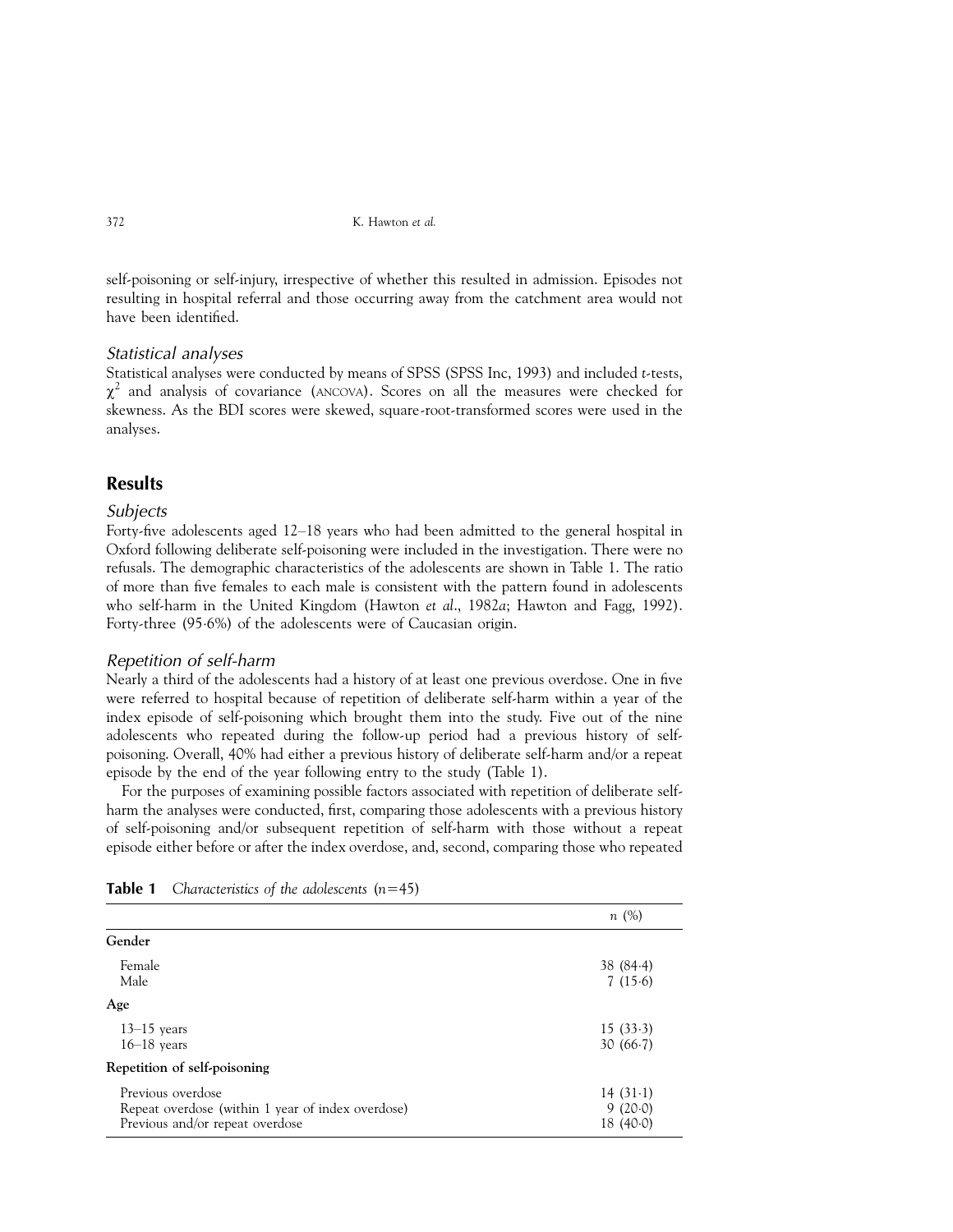self-poisoning or self-injury, irrespective of whether this resulted in admission. Episodes not resulting in hospital referral and those occurring away from the catchment area would not have been identified.

### *Statistical analyses*

Statistical analyses were conducted by means of SPSS (SPSS Inc, 1993) and included *t*-tests, $\chi^2$ and analysis of covariance (ANCOVA). Scores on all the measures were checked for skewness. As the BDI scores were skewed, square-root-transformed scores were used in the analyses.

## Results

### *Subjects*

Forty-five adolescents aged 12–18 years who had been admitted to the general hospital in Oxford following deliberate self-poisoning were included in the investigation. There were no refusals. The demographic characteristics of the adolescents are shown in Table 1. The ratio of more than five females to each male is consistent with the pattern found in adolescents who self-harm in the United Kingdom (Hawton *et al*., 1982*a*; Hawton and Fagg, 1992). Forty-three (95·6%) of the adolescents were of Caucasian origin.

### *Repetition of self-harm*

Nearly a third of the adolescents had a history of at least one previous overdose. One in five were referred to hospital because of repetition of deliberate self-harm within a year of the index episode of self-poisoning which brought them into the study. Five out of the nine adolescents who repeated during the follow-up period had a previous history of self-poisoning. Overall, 40% had either a previous history of deliberate self-harm and/or a repeat episode by the end of the year following entry to the study (Table 1).

For the purposes of examining possible factors associated with repetition of deliberate self-harm the analyses were conducted, first, comparing those adolescents with a previous history of self-poisoning and/or subsequent repetition of self-harm with those without a repeat episode either before or after the index overdose, and, second, comparing those who repeated

**Table 1** *Characteristics of the adolescents* ($n$=45)

| | *n* (%) |
|---|---|
| **Gender** | |
| Female | 38 (84·4) |
| Male | 7 (15·6) |
| **Age** | |
| 13–15 years | 15 (33·3) |
| 16–18 years | 30 (66·7) |
| **Repetition of self-poisoning** | |
| Previous overdose | 14 (31·1) |
| Repeat overdose (within 1 year of index overdose) | 9 (20·0) |
| Previous and/or repeat overdose | 18 (40·0) |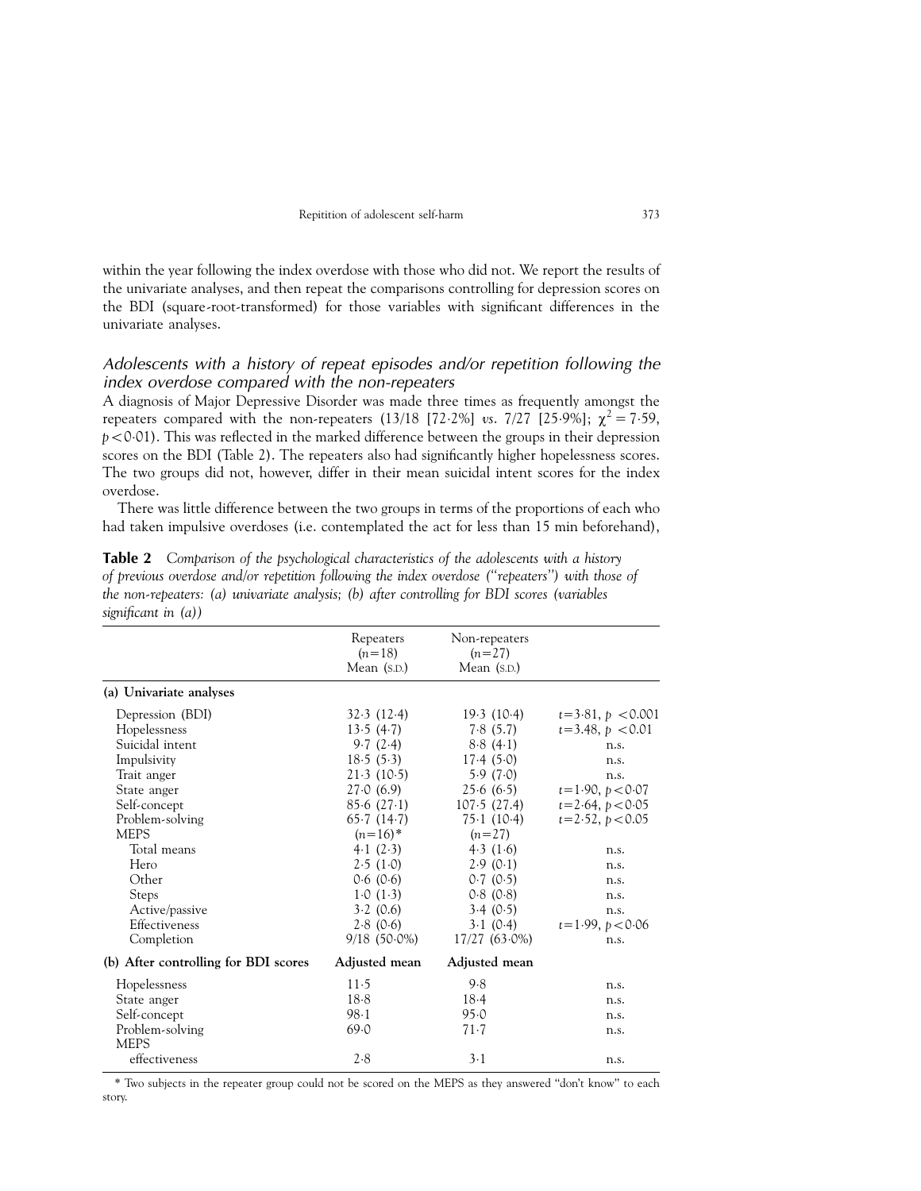within the year following the index overdose with those who did not. We report the results of the univariate analyses, and then repeat the comparisons controlling for depression scores on the BDI (square-root-transformed) for those variables with significant differences in the univariate analyses.

### *Adolescents with a history of repeat episodes and/or repetition following the index overdose compared with the non-repeaters*

A diagnosis of Major Depressive Disorder was made three times as frequently amongst the repeaters compared with the non-repeaters (13/18 [72·2%] *vs.* 7/27 [25·9%]; $\chi^2 = 7{\cdot}59$, $p < 0{\cdot}01$). This was reflected in the marked difference between the groups in their depression scores on the BDI (Table 2). The repeaters also had significantly higher hopelessness scores. The two groups did not, however, differ in their mean suicidal intent scores for the index overdose.

There was little difference between the two groups in terms of the proportions of each who had taken impulsive overdoses (i.e. contemplated the act for less than 15 min beforehand),

**Table 2** *Comparison of the psychological characteristics of the adolescents with a history of previous overdose and/or repetition following the index overdose ("repeaters") with those of the non-repeaters: (a) univariate analysis; (b) after controlling for BDI scores (variables significant in (a))*

| | Repeaters ($n$=18) Mean (S.D.) | Non-repeaters ($n$=27) Mean (S.D.) | |
|---|---|---|---|
| **(a) Univariate analyses** | | | |
| Depression (BDI) | 32·3 (12·4) | 19·3 (10·4) | $t$=3·81, $p$ <0.001 |
| Hopelessness | 13·5 (4·7) | 7·8 (5.7) | $t$=3.48, $p$ <0.01 |
| Suicidal intent | 9·7 (2·4) | 8·8 (4·1) | n.s. |
| Impulsivity | 18·5 (5·3) | 17·4 (5·0) | n.s. |
| Trait anger | 21·3 (10·5) | 5·9 (7·0) | n.s. |
| State anger | 27·0 (6.9) | 25·6 (6·5) | $t$=1·90, $p$<0·07 |
| Self-concept | 85·6 (27·1) | 107·5 (27.4) | $t$=2·64, $p$<0·05 |
| Problem-solving | 65·7 (14·7) | 75·1 (10·4) | $t$=2·52, $p$<0.05 |
| MEPS | ($n$=16)* | ($n$=27) | |
| Total means | 4·1 (2·3) | 4·3 (1·6) | n.s. |
| Hero | 2·5 (1·0) | 2·9 (0·1) | n.s. |
| Other | 0·6 (0·6) | 0·7 (0·5) | n.s. |
| Steps | 1·0 (1·3) | 0·8 (0·8) | n.s. |
| Active/passive | 3·2 (0.6) | 3·4 (0·5) | n.s. |
| Effectiveness | 2·8 (0·6) | 3·1 (0·4) | $t$=1·99, $p$<0·06 |
| Completion | 9/18 (50·0%) | 17/27 (63·0%) | n.s. |
| **(b) After controlling for BDI scores** | **Adjusted mean** | **Adjusted mean** | |
| Hopelessness | 11·5 | 9·8 | n.s. |
| State anger | 18·8 | 18·4 | n.s. |
| Self-concept | 98·1 | 95·0 | n.s. |
| Problem-solving | 69·0 | 71·7 | n.s. |
| MEPS | | | |
| effectiveness | 2·8 | 3·1 | n.s. |

\* Two subjects in the repeater group could not be scored on the MEPS as they answered "don't know" to each story.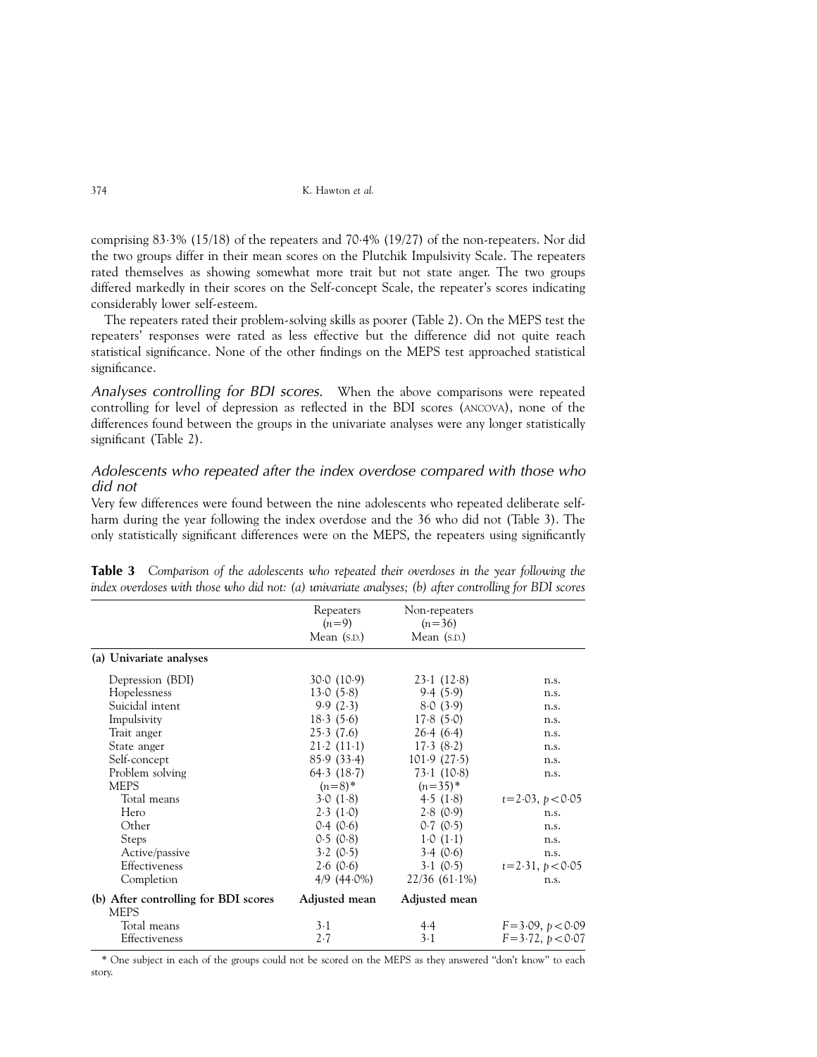comprising 83·3% (15/18) of the repeaters and 70·4% (19/27) of the non-repeaters. Nor did the two groups differ in their mean scores on the Plutchik Impulsivity Scale. The repeaters rated themselves as showing somewhat more trait but not state anger. The two groups differed markedly in their scores on the Self-concept Scale, the repeater's scores indicating considerably lower self-esteem.

The repeaters rated their problem-solving skills as poorer (Table 2). On the MEPS test the repeaters' responses were rated as less effective but the difference did not quite reach statistical significance. None of the other findings on the MEPS test approached statistical significance.

*Analyses controlling for BDI scores.* When the above comparisons were repeated controlling for level of depression as reflected in the BDI scores (ANCOVA), none of the differences found between the groups in the univariate analyses were any longer statistically significant (Table 2).

### *Adolescents who repeated after the index overdose compared with those who did not*

Very few differences were found between the nine adolescents who repeated deliberate self-harm during the year following the index overdose and the 36 who did not (Table 3). The only statistically significant differences were on the MEPS, the repeaters using significantly

**Table 3** *Comparison of the adolescents who repeated their overdoses in the year following the index overdoses with those who did not: (a) univariate analyses; (b) after controlling for BDI scores*

| | Repeaters ($n=9$) Mean (S.D.) | Non-repeaters ($n=36$) Mean (S.D.) | |
|---|---|---|---|
| **(a) Univariate analyses** | | | |
| Depression (BDI) | 30·0 (10·9) | 23·1 (12·8) | n.s. |
| Hopelessness | 13·0 (5·8) | 9·4 (5·9) | n.s. |
| Suicidal intent | 9·9 (2·3) | 8·0 (3·9) | n.s. |
| Impulsivity | 18·3 (5·6) | 17·8 (5·0) | n.s. |
| Trait anger | 25·3 (7.6) | 26·4 (6·4) | n.s. |
| State anger | 21·2 (11·1) | 17·3 (8·2) | n.s. |
| Self-concept | 85·9 (33·4) | 101·9 (27·5) | n.s. |
| Problem solving | 64·3 (18·7) | 73·1 (10·8) | n.s. |
| MEPS | ($n=8$)* | ($n=35$)* | |
| Total means | 3·0 (1·8) | 4·5 (1·8) | $t=2{\cdot}03$, $p<0{\cdot}05$ |
| Hero | 2·3 (1·0) | 2·8 (0·9) | n.s. |
| Other | 0·4 (0·6) | 0·7 (0·5) | n.s. |
| Steps | 0·5 (0·8) | 1·0 (1·1) | n.s. |
| Active/passive | 3·2 (0·5) | 3·4 (0·6) | n.s. |
| Effectiveness | 2·6 (0·6) | 3·1 (0·5) | $t=2{\cdot}31$, $p<0{\cdot}05$ |
| Completion | 4/9 (44·0%) | 22/36 (61·1%) | n.s. |
| **(b) After controlling for BDI scores** | **Adjusted mean** | **Adjusted mean** | |
| MEPS | | | |
| Total means | 3·1 | 4·4 | $F=3{\cdot}09$, $p<0{\cdot}09$ |
| Effectiveness | 2·7 | 3·1 | $F=3{\cdot}72$, $p<0{\cdot}07$ |

\* One subject in each of the groups could not be scored on the MEPS as they answered "don't know" to each story.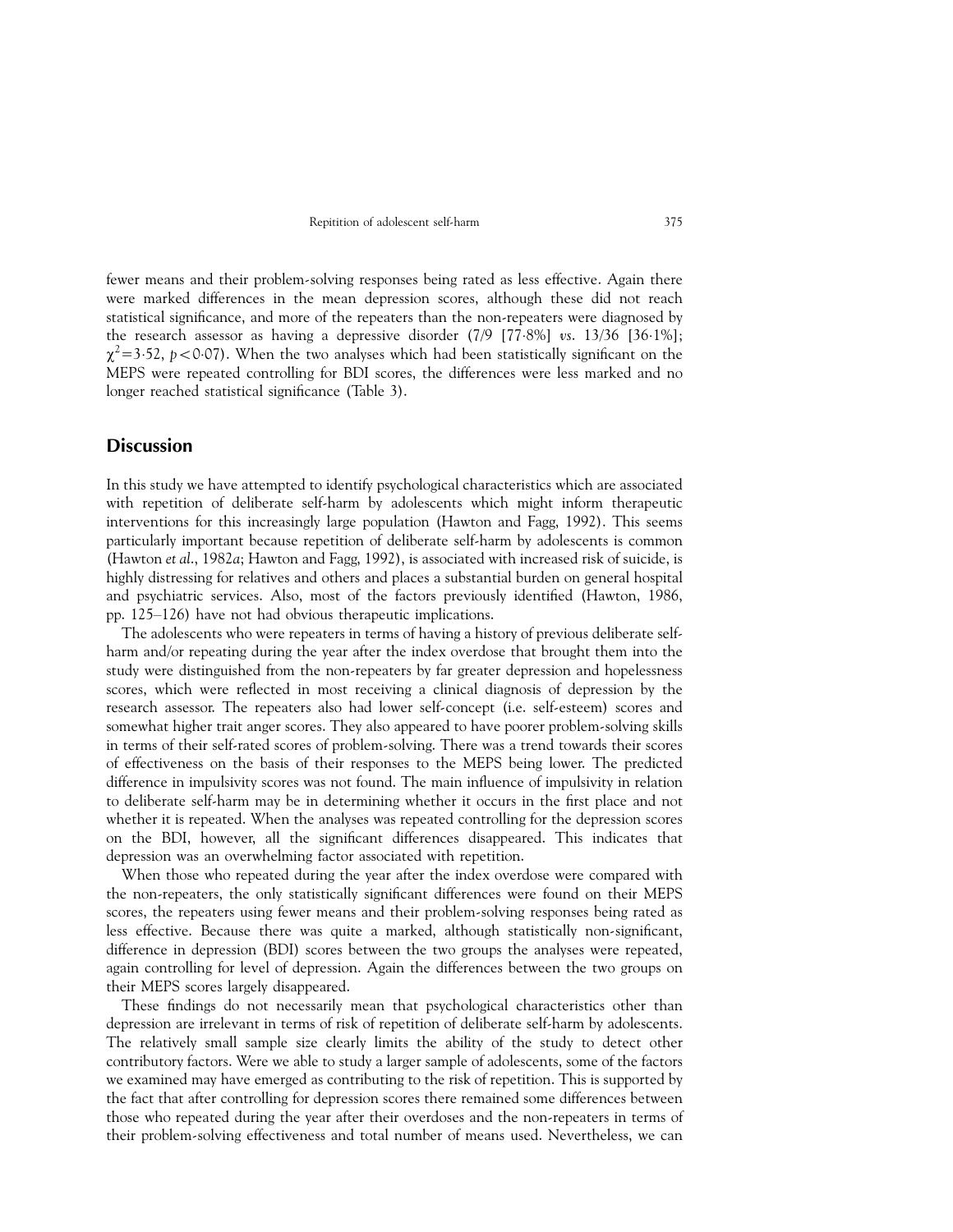fewer means and their problem-solving responses being rated as less effective. Again there were marked differences in the mean depression scores, although these did not reach statistical significance, and more of the repeaters than the non-repeaters were diagnosed by the research assessor as having a depressive disorder (7/9 [77·8%] *vs.* 13/36 [36·1%]; $\chi^2 = 3{\cdot}52$, $p < 0{\cdot}07$). When the two analyses which had been statistically significant on the MEPS were repeated controlling for BDI scores, the differences were less marked and no longer reached statistical significance (Table 3).

## Discussion

In this study we have attempted to identify psychological characteristics which are associated with repetition of deliberate self-harm by adolescents which might inform therapeutic interventions for this increasingly large population (Hawton and Fagg, 1992). This seems particularly important because repetition of deliberate self-harm by adolescents is common (Hawton *et al*., 1982*a*; Hawton and Fagg, 1992), is associated with increased risk of suicide, is highly distressing for relatives and others and places a substantial burden on general hospital and psychiatric services. Also, most of the factors previously identified (Hawton, 1986, pp. 125–126) have not had obvious therapeutic implications.

The adolescents who were repeaters in terms of having a history of previous deliberate self-harm and/or repeating during the year after the index overdose that brought them into the study were distinguished from the non-repeaters by far greater depression and hopelessness scores, which were reflected in most receiving a clinical diagnosis of depression by the research assessor. The repeaters also had lower self-concept (i.e. self-esteem) scores and somewhat higher trait anger scores. They also appeared to have poorer problem-solving skills in terms of their self-rated scores of problem-solving. There was a trend towards their scores of effectiveness on the basis of their responses to the MEPS being lower. The predicted difference in impulsivity scores was not found. The main influence of impulsivity in relation to deliberate self-harm may be in determining whether it occurs in the first place and not whether it is repeated. When the analyses was repeated controlling for the depression scores on the BDI, however, all the significant differences disappeared. This indicates that depression was an overwhelming factor associated with repetition.

When those who repeated during the year after the index overdose were compared with the non-repeaters, the only statistically significant differences were found on their MEPS scores, the repeaters using fewer means and their problem-solving responses being rated as less effective. Because there was quite a marked, although statistically non-significant, difference in depression (BDI) scores between the two groups the analyses were repeated, again controlling for level of depression. Again the differences between the two groups on their MEPS scores largely disappeared.

These findings do not necessarily mean that psychological characteristics other than depression are irrelevant in terms of risk of repetition of deliberate self-harm by adolescents. The relatively small sample size clearly limits the ability of the study to detect other contributory factors. Were we able to study a larger sample of adolescents, some of the factors we examined may have emerged as contributing to the risk of repetition. This is supported by the fact that after controlling for depression scores there remained some differences between those who repeated during the year after their overdoses and the non-repeaters in terms of their problem-solving effectiveness and total number of means used. Nevertheless, we can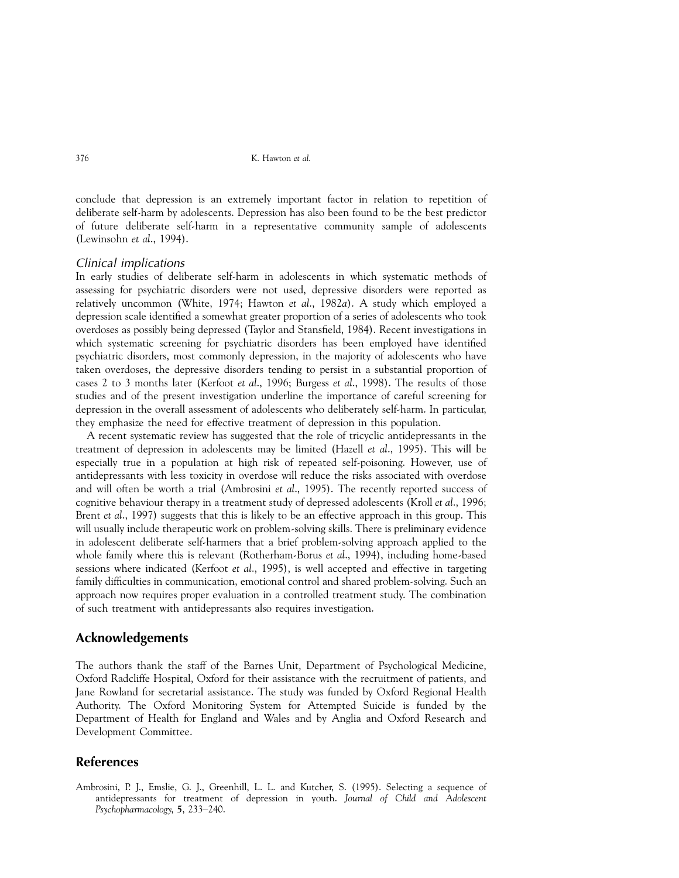conclude that depression is an extremely important factor in relation to repetition of deliberate self-harm by adolescents. Depression has also been found to be the best predictor of future deliberate self-harm in a representative community sample of adolescents (Lewinsohn *et al*., 1994).

### *Clinical implications*

In early studies of deliberate self-harm in adolescents in which systematic methods of assessing for psychiatric disorders were not used, depressive disorders were reported as relatively uncommon (White, 1974; Hawton *et al*., 1982*a*). A study which employed a depression scale identified a somewhat greater proportion of a series of adolescents who took overdoses as possibly being depressed (Taylor and Stansfield, 1984). Recent investigations in which systematic screening for psychiatric disorders has been employed have identified psychiatric disorders, most commonly depression, in the majority of adolescents who have taken overdoses, the depressive disorders tending to persist in a substantial proportion of cases 2 to 3 months later (Kerfoot *et al*., 1996; Burgess *et al*., 1998). The results of those studies and of the present investigation underline the importance of careful screening for depression in the overall assessment of adolescents who deliberately self-harm. In particular, they emphasize the need for effective treatment of depression in this population.

A recent systematic review has suggested that the role of tricyclic antidepressants in the treatment of depression in adolescents may be limited (Hazell *et al*., 1995). This will be especially true in a population at high risk of repeated self-poisoning. However, use of antidepressants with less toxicity in overdose will reduce the risks associated with overdose and will often be worth a trial (Ambrosini *et al*., 1995). The recently reported success of cognitive behaviour therapy in a treatment study of depressed adolescents (Kroll *et al*., 1996; Brent *et al*., 1997) suggests that this is likely to be an effective approach in this group. This will usually include therapeutic work on problem-solving skills. There is preliminary evidence in adolescent deliberate self-harmers that a brief problem-solving approach applied to the whole family where this is relevant (Rotherham-Borus *et al*., 1994), including home-based sessions where indicated (Kerfoot *et al*., 1995), is well accepted and effective in targeting family difficulties in communication, emotional control and shared problem-solving. Such an approach now requires proper evaluation in a controlled treatment study. The combination of such treatment with antidepressants also requires investigation.

## Acknowledgements

The authors thank the staff of the Barnes Unit, Department of Psychological Medicine, Oxford Radcliffe Hospital, Oxford for their assistance with the recruitment of patients, and Jane Rowland for secretarial assistance. The study was funded by Oxford Regional Health Authority. The Oxford Monitoring System for Attempted Suicide is funded by the Department of Health for England and Wales and by Anglia and Oxford Research and Development Committee.

## References

Ambrosini, P. J., Emslie, G. J., Greenhill, L. L. and Kutcher, S. (1995). Selecting a sequence of antidepressants for treatment of depression in youth. *Journal of Child and Adolescent Psychopharmacology*, **5**, 233–240.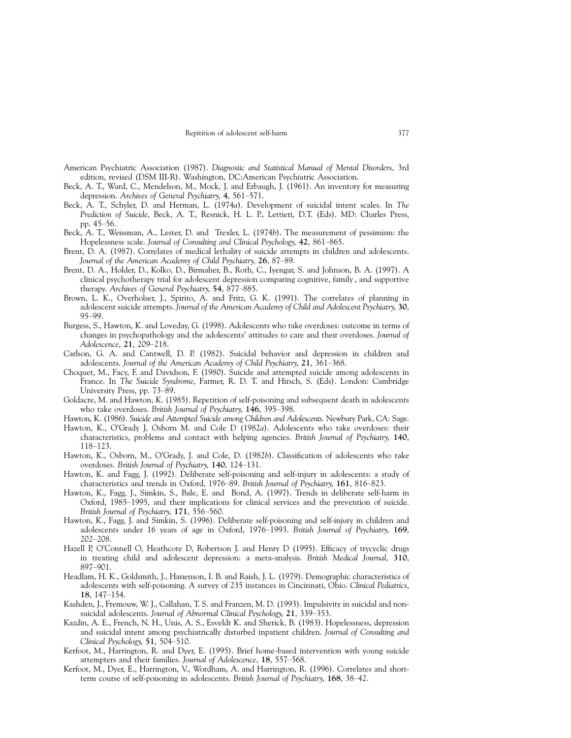American Psychiatric Association (1987). *Diagnostic and Statistical Manual of Mental Disorders*, 3rd edition, revised (DSM III-R). Washington, DC:American Psychiatric Association.

Beck, A. T., Ward, C., Mendelson, M., Mock, J. and Erbaugh, J. (1961). An inventory for measuring depression. *Archives of General Psychiatry*, **4**, 561–571.

Beck, A. T., Schyler, D. and Herman, L. (1974*a*). Development of suicidal intent scales. In *The Prediction of Suicide*, Beck, A. T., Resnick, H. L. P., Lettieri, D.T. (Eds). MD: Charles Press, pp. 45–56.

Beck, A. T., Weissman, A., Lester, D. and Trexler, L. (1974*b*). The measurement of pessimism: the Hopelessness scale. *Journal of Consulting and Clinical Psychology*, **42**, 861–865.

Brent, D. A. (1987). Correlates of medical lethality of suicide attempts in children and adolescents. *Journal of the American Academy of Child Psychiatry*, **26**, 87–89.

Brent, D. A., Holder, D., Kolko, D., Birmaher, B., Roth, C., Iyengar, S. and Johnson, B. A. (1997). A clinical psychotherapy trial for adolescent depression comparing cognitive, family , and supportive therapy. *Archives of General Psychiatry*, **54**, 877–885.

Brown, L. K., Overholser, J., Spirito, A. and Fritz, G. K. (1991). The correlates of planning in adolescent suicide attempts. *Journal of the American Academy of Child and Adolescent Psychiatry*, **30**, 95–99.

Burgess, S., Hawton, K. and Loveday, G. (1998). Adolescents who take overdoses: outcome in terms of changes in psychopathology and the adolescents' attitudes to care and their overdoses. *Journal of Adolescence*, **21**, 209–218.

Carlson, G. A. and Cantwell, D. P. (1982). Suicidal behavior and depression in children and adolescents. *Journal of the American Academy of Child Psychiatry*, **21**, 361–368.

Choquet, M., Facy, F. and Davidson, F. (1980). Suicide and attempted suicide among adolescents in France. In *The Suicide Syndrome*, Farmer, R. D. T. and Hirsch, S. (Eds). London: Cambridge University Press, pp. 73–89.

Goldacre, M. and Hawton, K. (1985). Repetition of self-poisoning and subsequent death in adolescents who take overdoses. *British Journal of Psychiatry*, **146**, 395–398.

Hawton, K. (1986). *Suicide and Attempted Suicide among Children and Adolescents*. Newbury Park, CA: Sage.

Hawton, K., O'Grady J, Osborn M. and Cole D (1982*a*). Adolescents who take overdoses: their characteristics, problems and contact with helping agencies. *British Journal of Psychiatry*, **140**, 118–123.

Hawton, K., Osborn, M., O'Grady, J. and Cole, D. (1982*b*). Classification of adolescents who take overdoses. *British Journal of Psychiatry*, **140**, 124–131.

Hawton, K. and Fagg, J. (1992). Deliberate self-poisoning and self-injury in adolescents: a study of characteristics and trends in Oxford, 1976–89. *British Journal of Psychiatry*, **161**, 816–823.

Hawton, K., Fagg, J., Simkin, S., Bale, E. and Bond, A. (1997). Trends in deliberate self-harm in Oxford, 1985–1995, and their implications for clinical services and the prevention of suicide. *British Journal of Psychiatry*, **171**, 556–560.

Hawton, K., Fagg, J. and Simkin, S. (1996). Deliberate self-poisoning and self-injury in children and adolescents under 16 years of age in Oxford, 1976–1993. *British Journal of Psychiatry*, **169**, 202–208.

Hazell P, O'Connell O, Heathcote D, Robertson J. and Henry D (1995). Efficacy of trycyclic drugs in treating child and adolescent depression: a meta-analysis. *British Medical Journal*, **310**, 897–901.

Headlam, H. K., Goldsmith, J., Hanenson, I. B. and Raish, J. L. (1979). Demographic characteristics of adolescents with self-poisoning. A survey of 235 instances in Cincinnati, Ohio. *Clinical Pediatrics*, **18**, 147–154.

Kashden, J., Fremouw, W. J., Callahan, T. S. and Franzen, M. D. (1993). Impulsivity in suicidal and non-suicidal adolescents. *Journal of Abnormal Clinical Psychology*, **21**, 339–353.

Kazdin, A. E., French, N. H., Unis, A. S., Esveldt K. and Sherick, B. (1983). Hopelessness, depression and suicidal intent among psychiatrically disturbed inpatient children. *Journal of Consulting and Clinical Psychology*, **51**, 504–510.

Kerfoot, M., Harrington, R. and Dyer, E. (1995). Brief home-based intervention with young suicide attempters and their families. *Journal of Adolescence*, **18**, 557–568.

Kerfoot, M., Dyer, E., Harrington, V., Wordham, A. and Harrington, R. (1996). Correlates and short-term course of self-poisoning in adolescents. *British Journal of Psychiatry*, **168**, 38–42.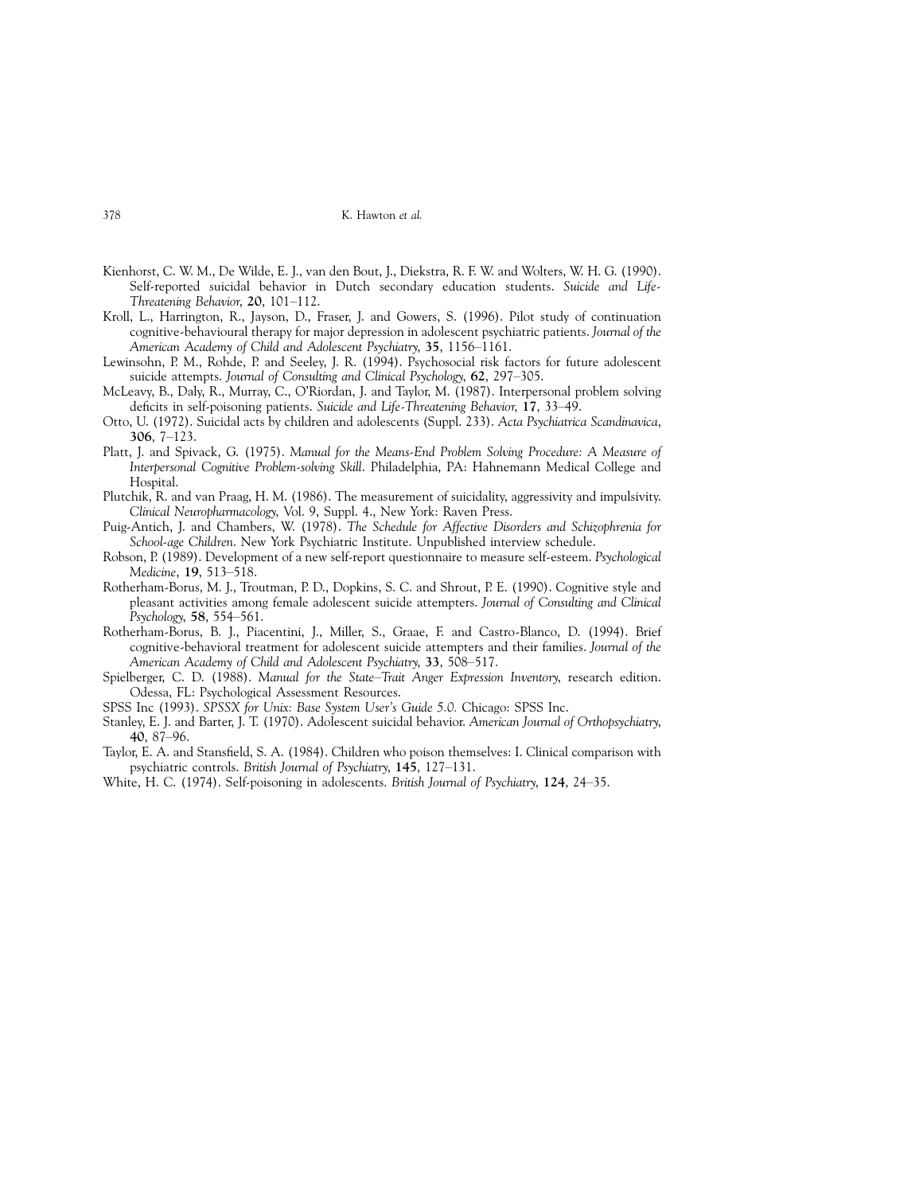Kienhorst, C. W. M., De Wilde, E. J., van den Bout, J., Diekstra, R. F. W. and Wolters, W. H. G. (1990). Self-reported suicidal behavior in Dutch secondary education students. *Suicide and Life-Threatening Behavior*, **20**, 101–112.

Kroll, L., Harrington, R., Jayson, D., Fraser, J. and Gowers, S. (1996). Pilot study of continuation cognitive-behavioural therapy for major depression in adolescent psychiatric patients. *Journal of the American Academy of Child and Adolescent Psychiatry*, **35**, 1156–1161.

Lewinsohn, P. M., Rohde, P. and Seeley, J. R. (1994). Psychosocial risk factors for future adolescent suicide attempts. *Journal of Consulting and Clinical Psychology*, **62**, 297–305.

McLeavy, B., Daly, R., Murray, C., O'Riordan, J. and Taylor, M. (1987). Interpersonal problem solving deficits in self-poisoning patients. *Suicide and Life-Threatening Behavior*, **17**, 33–49.

Otto, U. (1972). Suicidal acts by children and adolescents (Suppl. 233). *Acta Psychiatrica Scandinavica*, **306**, 7–123.

Platt, J. and Spivack, G. (1975). *Manual for the Means-End Problem Solving Procedure: A Measure of Interpersonal Cognitive Problem-solving Skill*. Philadelphia, PA: Hahnemann Medical College and Hospital.

Plutchik, R. and van Praag, H. M. (1986). The measurement of suicidality, aggressivity and impulsivity. *Clinical Neuropharmacology*, Vol. 9, Suppl. 4., New York: Raven Press.

Puig-Antich, J. and Chambers, W. (1978). *The Schedule for Affective Disorders and Schizophrenia for School-age Children*. New York Psychiatric Institute. Unpublished interview schedule.

Robson, P. (1989). Development of a new self-report questionnaire to measure self-esteem. *Psychological Medicine*, **19**, 513–518.

Rotherham-Borus, M. J., Troutman, P. D., Dopkins, S. C. and Shrout, P. E. (1990). Cognitive style and pleasant activities among female adolescent suicide attempters. *Journal of Consulting and Clinical Psychology*, **58**, 554–561.

Rotherham-Borus, B. J., Piacentini, J., Miller, S., Graae, F. and Castro-Blanco, D. (1994). Brief cognitive-behavioral treatment for adolescent suicide attempters and their families. *Journal of the American Academy of Child and Adolescent Psychiatry*, **33**, 508–517.

Spielberger, C. D. (1988). *Manual for the State–Trait Anger Expression Inventory*, research edition. Odessa, FL: Psychological Assessment Resources.

SPSS Inc (1993). *SPSSX for Unix: Base System User's Guide 5.0.* Chicago: SPSS Inc.

Stanley, E. J. and Barter, J. T. (1970). Adolescent suicidal behavior. *American Journal of Orthopsychiatry*, **40**, 87–96.

Taylor, E. A. and Stansfield, S. A. (1984). Children who poison themselves: I. Clinical comparison with psychiatric controls. *British Journal of Psychiatry*, **145**, 127–131.

White, H. C. (1974). Self-poisoning in adolescents. *British Journal of Psychiatry*, **124**, 24–35.